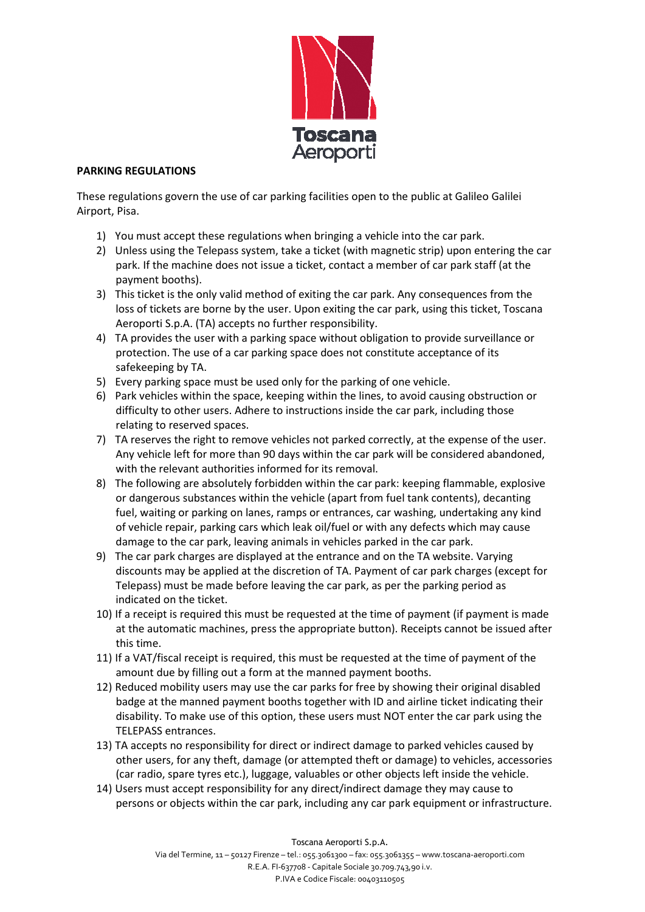Toscana Aeroporti

**PARKING REGULATIONS**

These regulations govern the use of car parking facilities open to the public at Galileo Galilei Airport, Pisa.

1) You must accept these regulations when bringing a vehicle into the car park.
2) Unless using the Telepass system, take a ticket (with magnetic strip) upon entering the car park. If the machine does not issue a ticket, contact a member of car park staff (at the payment booths).
3) This ticket is the only valid method of exiting the car park. Any consequences from the loss of tickets are borne by the user. Upon exiting the car park, using this ticket, Toscana Aeroporti S.p.A. (TA) accepts no further responsibility.
4) TA provides the user with a parking space without obligation to provide surveillance or protection. The use of a car parking space does not constitute acceptance of its safekeeping by TA.
5) Every parking space must be used only for the parking of one vehicle.
6) Park vehicles within the space, keeping within the lines, to avoid causing obstruction or difficulty to other users. Adhere to instructions inside the car park, including those relating to reserved spaces.
7) TA reserves the right to remove vehicles not parked correctly, at the expense of the user. Any vehicle left for more than 90 days within the car park will be considered abandoned, with the relevant authorities informed for its removal.
8) The following are absolutely forbidden within the car park: keeping flammable, explosive or dangerous substances within the vehicle (apart from fuel tank contents), decanting fuel, waiting or parking on lanes, ramps or entrances, car washing, undertaking any kind of vehicle repair, parking cars which leak oil/fuel or with any defects which may cause damage to the car park, leaving animals in vehicles parked in the car park.
9) The car park charges are displayed at the entrance and on the TA website. Varying discounts may be applied at the discretion of TA. Payment of car park charges (except for Telepass) must be made before leaving the car park, as per the parking period as indicated on the ticket.
10) If a receipt is required this must be requested at the time of payment (if payment is made at the automatic machines, press the appropriate button). Receipts cannot be issued after this time.
11) If a VAT/fiscal receipt is required, this must be requested at the time of payment of the amount due by filling out a form at the manned payment booths.
12) Reduced mobility users may use the car parks for free by showing their original disabled badge at the manned payment booths together with ID and airline ticket indicating their disability. To make use of this option, these users must NOT enter the car park using the TELEPASS entrances.
13) TA accepts no responsibility for direct or indirect damage to parked vehicles caused by other users, for any theft, damage (or attempted theft or damage) to vehicles, accessories (car radio, spare tyres etc.), luggage, valuables or other objects left inside the vehicle.
14) Users must accept responsibility for any direct/indirect damage they may cause to persons or objects within the car park, including any car park equipment or infrastructure.

Toscana Aeroporti S.p.A.
Via del Termine, 11 – 50127 Firenze – tel.: 055.3061300 – fax: 055.3061355 – www.toscana-aeroporti.com
R.E.A. FI-637708 - Capitale Sociale 30.709.743,90 i.v.
P.IVA e Codice Fiscale: 00403110505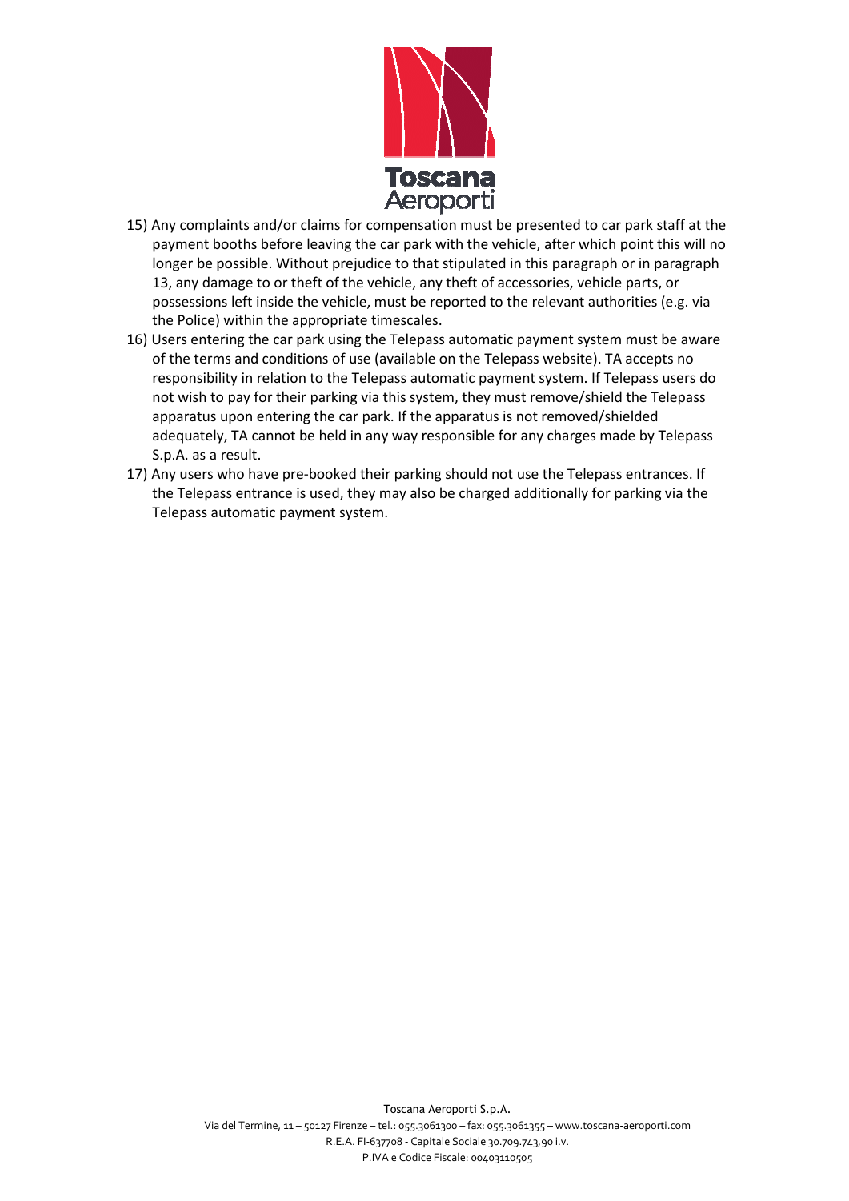15) Any complaints and/or claims for compensation must be presented to car park staff at the payment booths before leaving the car park with the vehicle, after which point this will no longer be possible. Without prejudice to that stipulated in this paragraph or in paragraph 13, any damage to or theft of the vehicle, any theft of accessories, vehicle parts, or possessions left inside the vehicle, must be reported to the relevant authorities (e.g. via the Police) within the appropriate timescales.
16) Users entering the car park using the Telepass automatic payment system must be aware of the terms and conditions of use (available on the Telepass website). TA accepts no responsibility in relation to the Telepass automatic payment system. If Telepass users do not wish to pay for their parking via this system, they must remove/shield the Telepass apparatus upon entering the car park. If the apparatus is not removed/shielded adequately, TA cannot be held in any way responsible for any charges made by Telepass S.p.A. as a result.
17) Any users who have pre-booked their parking should not use the Telepass entrances. If the Telepass entrance is used, they may also be charged additionally for parking via the Telepass automatic payment system.